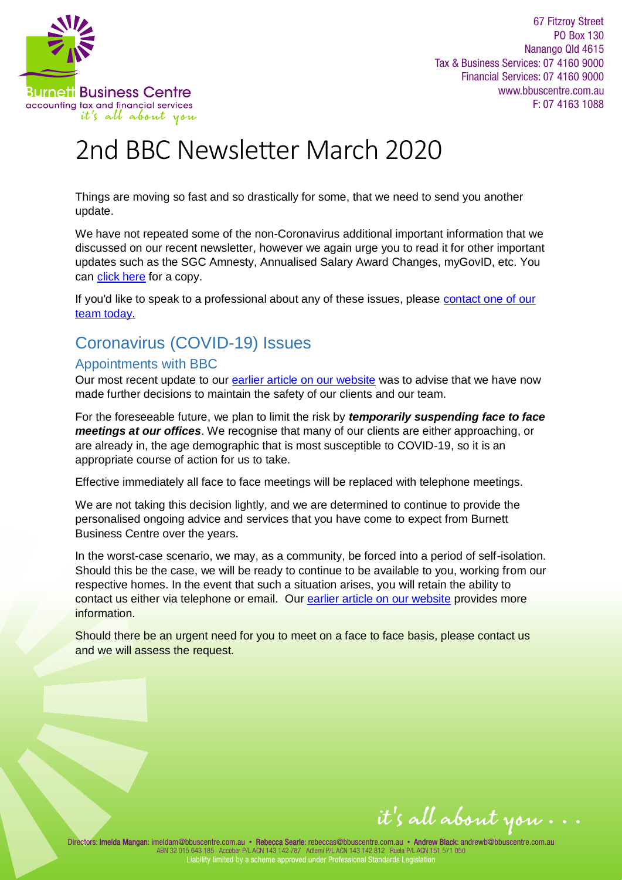67 Fitzroy Street
PO Box 130
Nanango Qld 4615
Tax & Business Services: 07 4160 9000
Financial Services: 07 4160 9000
www.bbuscentre.com.au
F: 07 4163 1088

Burnett Business Centre
accounting tax and financial services
it's all about you

# 2nd BBC Newsletter March 2020

Things are moving so fast and so drastically for some, that we need to send you another update.

We have not repeated some of the non-Coronavirus additional important information that we discussed on our recent newsletter, however we again urge you to read it for other important updates such as the SGC Amnesty, Annualised Salary Award Changes, myGovID, etc. You can click here for a copy.

If you'd like to speak to a professional about any of these issues, please contact one of our team today.

## Coronavirus (COVID-19) Issues

### Appointments with BBC

Our most recent update to our earlier article on our website was to advise that we have now made further decisions to maintain the safety of our clients and our team.

For the foreseeable future, we plan to limit the risk by ***temporarily suspending face to face meetings at our offices***. We recognise that many of our clients are either approaching, or are already in, the age demographic that is most susceptible to COVID-19, so it is an appropriate course of action for us to take.

Effective immediately all face to face meetings will be replaced with telephone meetings.

We are not taking this decision lightly, and we are determined to continue to provide the personalised ongoing advice and services that you have come to expect from Burnett Business Centre over the years.

In the worst-case scenario, we may, as a community, be forced into a period of self-isolation. Should this be the case, we will be ready to continue to be available to you, working from our respective homes. In the event that such a situation arises, you will retain the ability to contact us either via telephone or email. Our earlier article on our website provides more information.

Should there be an urgent need for you to meet on a face to face basis, please contact us and we will assess the request.

it's all about you . . .

Directors: Imelda Mangan: imeldam@bbuscentre.com.au • Rebecca Searle: rebeccas@bbuscentre.com.au • Andrew Black: andrewb@bbuscentre.com.au
ABN 32 015 643 185 Acceber P/L ACN 143 142 787 Adlemi P/L ACN 143 142 812 Ruela P/L ACN 151 571 050
Liability limited by a scheme approved under Professional Standards Legislation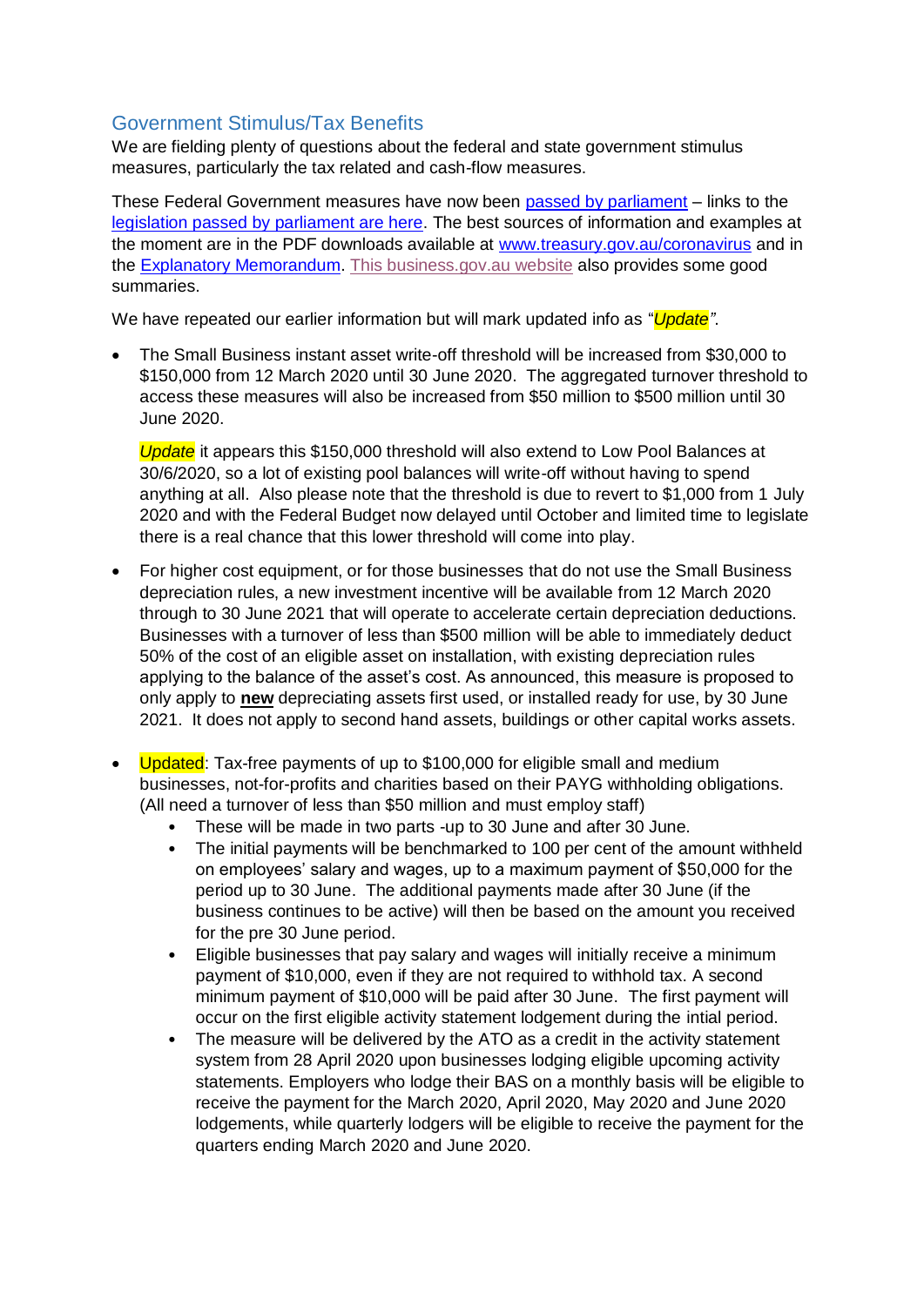## Government Stimulus/Tax Benefits

We are fielding plenty of questions about the federal and state government stimulus measures, particularly the tax related and cash-flow measures.

These Federal Government measures have now been passed by parliament – links to the legislation passed by parliament are here. The best sources of information and examples at the moment are in the PDF downloads available at www.treasury.gov.au/coronavirus and in the Explanatory Memorandum. This business.gov.au website also provides some good summaries.

We have repeated our earlier information but will mark updated info as "*Update*".

- The Small Business instant asset write-off threshold will be increased from $30,000 to $150,000 from 12 March 2020 until 30 June 2020. The aggregated turnover threshold to access these measures will also be increased from $50 million to $500 million until 30 June 2020.

  *Update* it appears this $150,000 threshold will also extend to Low Pool Balances at 30/6/2020, so a lot of existing pool balances will write-off without having to spend anything at all. Also please note that the threshold is due to revert to $1,000 from 1 July 2020 and with the Federal Budget now delayed until October and limited time to legislate there is a real chance that this lower threshold will come into play.

- For higher cost equipment, or for those businesses that do not use the Small Business depreciation rules, a new investment incentive will be available from 12 March 2020 through to 30 June 2021 that will operate to accelerate certain depreciation deductions. Businesses with a turnover of less than $500 million will be able to immediately deduct 50% of the cost of an eligible asset on installation, with existing depreciation rules applying to the balance of the asset's cost. As announced, this measure is proposed to only apply to **new** depreciating assets first used, or installed ready for use, by 30 June 2021. It does not apply to second hand assets, buildings or other capital works assets.

- Updated: Tax-free payments of up to $100,000 for eligible small and medium businesses, not-for-profits and charities based on their PAYG withholding obligations. (All need a turnover of less than $50 million and must employ staff)
  - These will be made in two parts -up to 30 June and after 30 June.
  - The initial payments will be benchmarked to 100 per cent of the amount withheld on employees' salary and wages, up to a maximum payment of $50,000 for the period up to 30 June. The additional payments made after 30 June (if the business continues to be active) will then be based on the amount you received for the pre 30 June period.
  - Eligible businesses that pay salary and wages will initially receive a minimum payment of $10,000, even if they are not required to withhold tax. A second minimum payment of $10,000 will be paid after 30 June. The first payment will occur on the first eligible activity statement lodgement during the intial period.
  - The measure will be delivered by the ATO as a credit in the activity statement system from 28 April 2020 upon businesses lodging eligible upcoming activity statements. Employers who lodge their BAS on a monthly basis will be eligible to receive the payment for the March 2020, April 2020, May 2020 and June 2020 lodgements, while quarterly lodgers will be eligible to receive the payment for the quarters ending March 2020 and June 2020.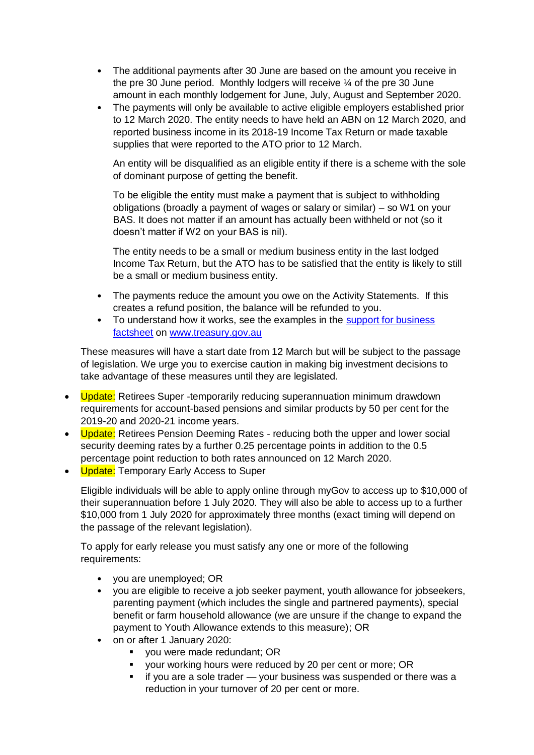- The additional payments after 30 June are based on the amount you receive in the pre 30 June period. Monthly lodgers will receive ¼ of the pre 30 June amount in each monthly lodgement for June, July, August and September 2020.
- The payments will only be available to active eligible employers established prior to 12 March 2020. The entity needs to have held an ABN on 12 March 2020, and reported business income in its 2018-19 Income Tax Return or made taxable supplies that were reported to the ATO prior to 12 March.

  An entity will be disqualified as an eligible entity if there is a scheme with the sole of dominant purpose of getting the benefit.

  To be eligible the entity must make a payment that is subject to withholding obligations (broadly a payment of wages or salary or similar) – so W1 on your BAS. It does not matter if an amount has actually been withheld or not (so it doesn't matter if W2 on your BAS is nil).

  The entity needs to be a small or medium business entity in the last lodged Income Tax Return, but the ATO has to be satisfied that the entity is likely to still be a small or medium business entity.

- The payments reduce the amount you owe on the Activity Statements. If this creates a refund position, the balance will be refunded to you.
- To understand how it works, see the examples in the [support for business factsheet](support for business factsheet) on [www.treasury.gov.au](www.treasury.gov.au)

These measures will have a start date from 12 March but will be subject to the passage of legislation. We urge you to exercise caution in making big investment decisions to take advantage of these measures until they are legislated.

- Update: Retirees Super -temporarily reducing superannuation minimum drawdown requirements for account-based pensions and similar products by 50 per cent for the 2019-20 and 2020-21 income years.
- Update: Retirees Pension Deeming Rates - reducing both the upper and lower social security deeming rates by a further 0.25 percentage points in addition to the 0.5 percentage point reduction to both rates announced on 12 March 2020.
- Update: Temporary Early Access to Super

  Eligible individuals will be able to apply online through myGov to access up to $10,000 of their superannuation before 1 July 2020. They will also be able to access up to a further $10,000 from 1 July 2020 for approximately three months (exact timing will depend on the passage of the relevant legislation).

  To apply for early release you must satisfy any one or more of the following requirements:

  - you are unemployed; OR
  - you are eligible to receive a job seeker payment, youth allowance for jobseekers, parenting payment (which includes the single and partnered payments), special benefit or farm household allowance (we are unsure if the change to expand the payment to Youth Allowance extends to this measure); OR
  - on or after 1 January 2020:
    - you were made redundant; OR
    - your working hours were reduced by 20 per cent or more; OR
    - if you are a sole trader — your business was suspended or there was a reduction in your turnover of 20 per cent or more.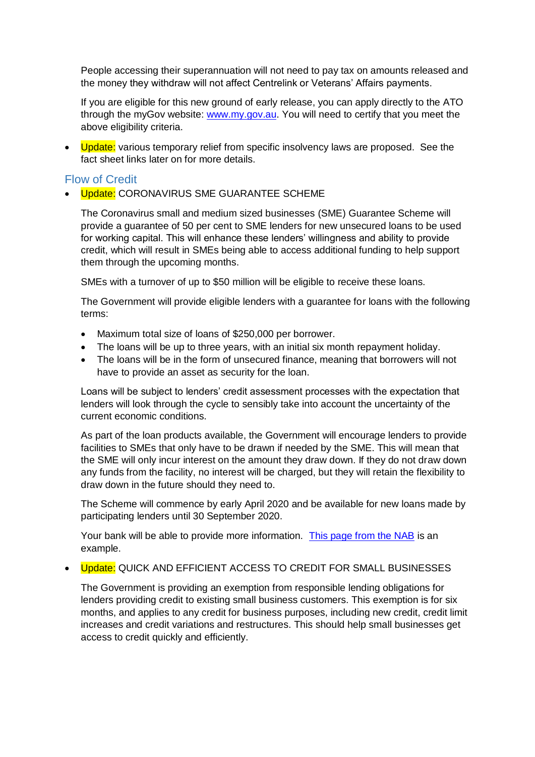People accessing their superannuation will not need to pay tax on amounts released and the money they withdraw will not affect Centrelink or Veterans' Affairs payments.

If you are eligible for this new ground of early release, you can apply directly to the ATO through the myGov website: [www.my.gov.au](www.my.gov.au). You will need to certify that you meet the above eligibility criteria.

- Update: various temporary relief from specific insolvency laws are proposed. See the fact sheet links later on for more details.

## Flow of Credit

- Update: CORONAVIRUS SME GUARANTEE SCHEME

  The Coronavirus small and medium sized businesses (SME) Guarantee Scheme will provide a guarantee of 50 per cent to SME lenders for new unsecured loans to be used for working capital. This will enhance these lenders' willingness and ability to provide credit, which will result in SMEs being able to access additional funding to help support them through the upcoming months.

  SMEs with a turnover of up to $50 million will be eligible to receive these loans.

  The Government will provide eligible lenders with a guarantee for loans with the following terms:

  - Maximum total size of loans of $250,000 per borrower.
  - The loans will be up to three years, with an initial six month repayment holiday.
  - The loans will be in the form of unsecured finance, meaning that borrowers will not have to provide an asset as security for the loan.

  Loans will be subject to lenders' credit assessment processes with the expectation that lenders will look through the cycle to sensibly take into account the uncertainty of the current economic conditions.

  As part of the loan products available, the Government will encourage lenders to provide facilities to SMEs that only have to be drawn if needed by the SME. This will mean that the SME will only incur interest on the amount they draw down. If they do not draw down any funds from the facility, no interest will be charged, but they will retain the flexibility to draw down in the future should they need to.

  The Scheme will commence by early April 2020 and be available for new loans made by participating lenders until 30 September 2020.

  Your bank will be able to provide more information. This page from the NAB is an example.

- Update: QUICK AND EFFICIENT ACCESS TO CREDIT FOR SMALL BUSINESSES

  The Government is providing an exemption from responsible lending obligations for lenders providing credit to existing small business customers. This exemption is for six months, and applies to any credit for business purposes, including new credit, credit limit increases and credit variations and restructures. This should help small businesses get access to credit quickly and efficiently.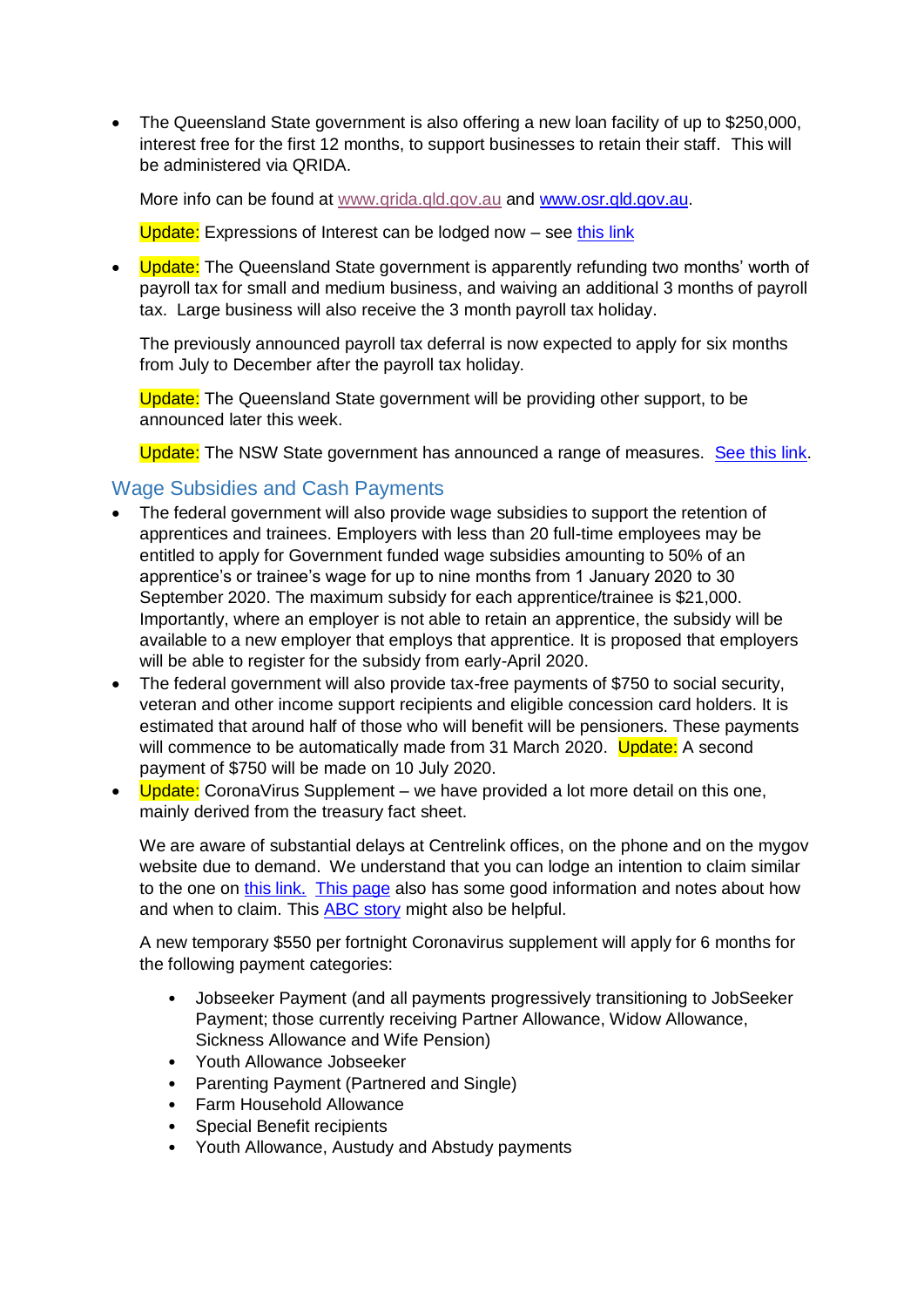- The Queensland State government is also offering a new loan facility of up to $250,000, interest free for the first 12 months, to support businesses to retain their staff. This will be administered via QRIDA.

  More info can be found at www.qrida.qld.gov.au and www.osr.qld.gov.au.

  Update: Expressions of Interest can be lodged now – see this link

- Update: The Queensland State government is apparently refunding two months' worth of payroll tax for small and medium business, and waiving an additional 3 months of payroll tax. Large business will also receive the 3 month payroll tax holiday.

  The previously announced payroll tax deferral is now expected to apply for six months from July to December after the payroll tax holiday.

  Update: The Queensland State government will be providing other support, to be announced later this week.

  Update: The NSW State government has announced a range of measures. See this link.

## Wage Subsidies and Cash Payments

- The federal government will also provide wage subsidies to support the retention of apprentices and trainees. Employers with less than 20 full-time employees may be entitled to apply for Government funded wage subsidies amounting to 50% of an apprentice's or trainee's wage for up to nine months from 1 January 2020 to 30 September 2020. The maximum subsidy for each apprentice/trainee is $21,000. Importantly, where an employer is not able to retain an apprentice, the subsidy will be available to a new employer that employs that apprentice. It is proposed that employers will be able to register for the subsidy from early-April 2020.
- The federal government will also provide tax-free payments of $750 to social security, veteran and other income support recipients and eligible concession card holders. It is estimated that around half of those who will benefit will be pensioners. These payments will commence to be automatically made from 31 March 2020. Update: A second payment of $750 will be made on 10 July 2020.
- Update: CoronaVirus Supplement – we have provided a lot more detail on this one, mainly derived from the treasury fact sheet.

  We are aware of substantial delays at Centrelink offices, on the phone and on the mygov website due to demand. We understand that you can lodge an intention to claim similar to the one on this link. This page also has some good information and notes about how and when to claim. This ABC story might also be helpful.

  A new temporary $550 per fortnight Coronavirus supplement will apply for 6 months for the following payment categories:

  - Jobseeker Payment (and all payments progressively transitioning to JobSeeker Payment; those currently receiving Partner Allowance, Widow Allowance, Sickness Allowance and Wife Pension)
  - Youth Allowance Jobseeker
  - Parenting Payment (Partnered and Single)
  - Farm Household Allowance
  - Special Benefit recipients
  - Youth Allowance, Austudy and Abstudy payments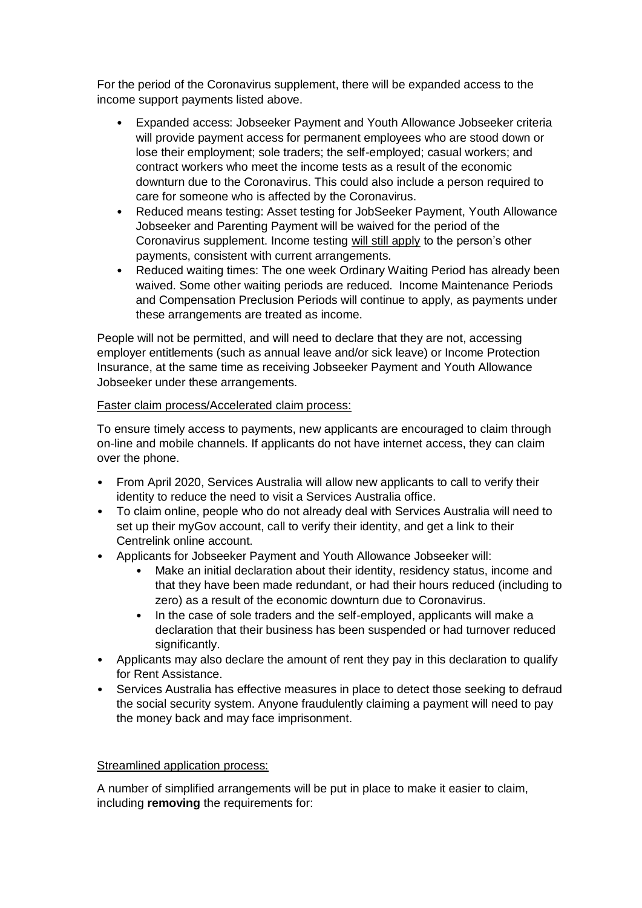For the period of the Coronavirus supplement, there will be expanded access to the income support payments listed above.

- Expanded access: Jobseeker Payment and Youth Allowance Jobseeker criteria will provide payment access for permanent employees who are stood down or lose their employment; sole traders; the self-employed; casual workers; and contract workers who meet the income tests as a result of the economic downturn due to the Coronavirus. This could also include a person required to care for someone who is affected by the Coronavirus.
- Reduced means testing: Asset testing for JobSeeker Payment, Youth Allowance Jobseeker and Parenting Payment will be waived for the period of the Coronavirus supplement. Income testing <u>will still apply</u> to the person's other payments, consistent with current arrangements.
- Reduced waiting times: The one week Ordinary Waiting Period has already been waived. Some other waiting periods are reduced. Income Maintenance Periods and Compensation Preclusion Periods will continue to apply, as payments under these arrangements are treated as income.

People will not be permitted, and will need to declare that they are not, accessing employer entitlements (such as annual leave and/or sick leave) or Income Protection Insurance, at the same time as receiving Jobseeker Payment and Youth Allowance Jobseeker under these arrangements.

<u>Faster claim process/Accelerated claim process:</u>

To ensure timely access to payments, new applicants are encouraged to claim through on-line and mobile channels. If applicants do not have internet access, they can claim over the phone.

- From April 2020, Services Australia will allow new applicants to call to verify their identity to reduce the need to visit a Services Australia office.
- To claim online, people who do not already deal with Services Australia will need to set up their myGov account, call to verify their identity, and get a link to their Centrelink online account.
- Applicants for Jobseeker Payment and Youth Allowance Jobseeker will:
  - Make an initial declaration about their identity, residency status, income and that they have been made redundant, or had their hours reduced (including to zero) as a result of the economic downturn due to Coronavirus.
  - In the case of sole traders and the self-employed, applicants will make a declaration that their business has been suspended or had turnover reduced significantly.
- Applicants may also declare the amount of rent they pay in this declaration to qualify for Rent Assistance.
- Services Australia has effective measures in place to detect those seeking to defraud the social security system. Anyone fraudulently claiming a payment will need to pay the money back and may face imprisonment.

<u>Streamlined application process:</u>

A number of simplified arrangements will be put in place to make it easier to claim, including **removing** the requirements for: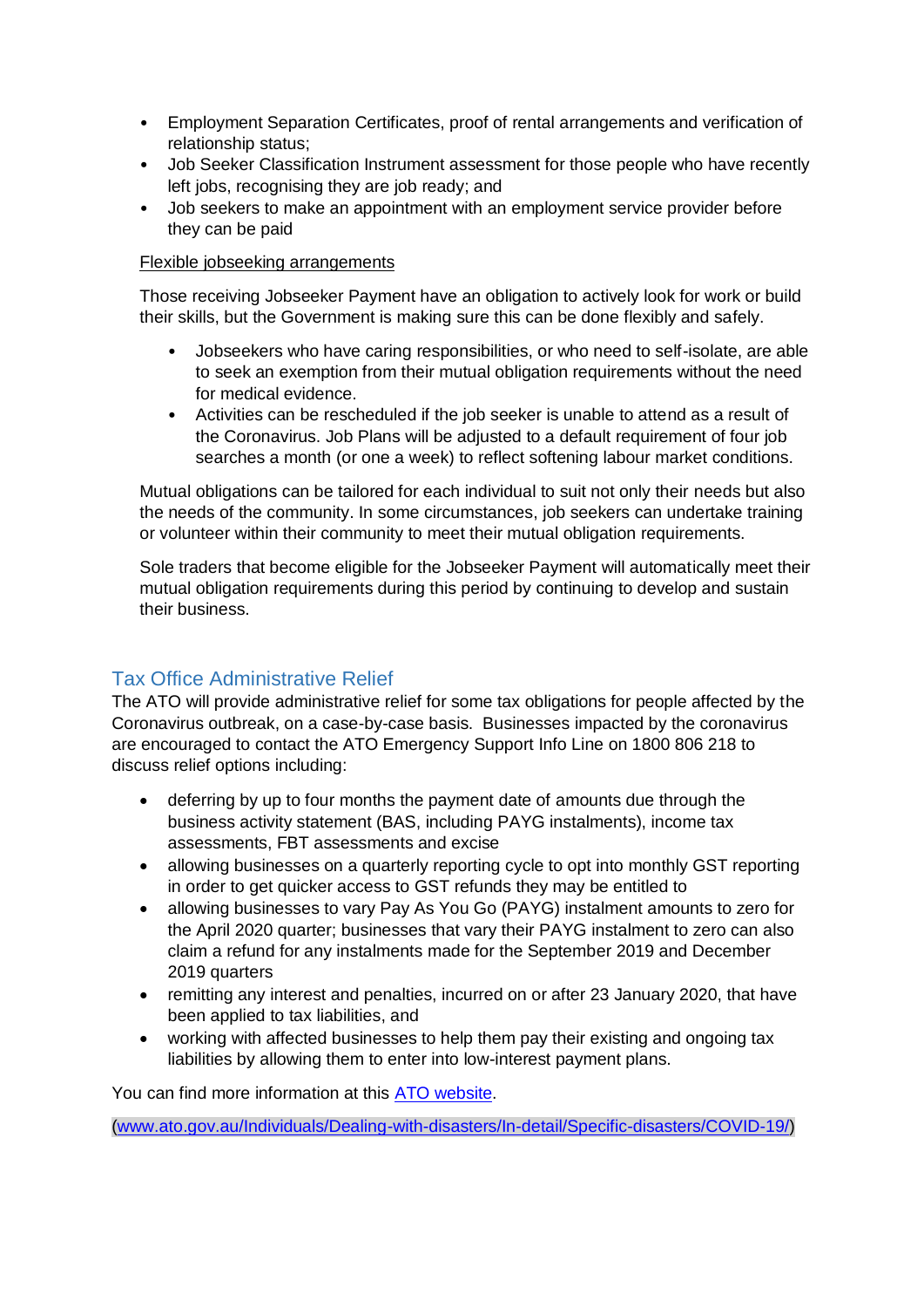- Employment Separation Certificates, proof of rental arrangements and verification of relationship status;
- Job Seeker Classification Instrument assessment for those people who have recently left jobs, recognising they are job ready; and
- Job seekers to make an appointment with an employment service provider before they can be paid

Flexible jobseeking arrangements

Those receiving Jobseeker Payment have an obligation to actively look for work or build their skills, but the Government is making sure this can be done flexibly and safely.

- Jobseekers who have caring responsibilities, or who need to self-isolate, are able to seek an exemption from their mutual obligation requirements without the need for medical evidence.
- Activities can be rescheduled if the job seeker is unable to attend as a result of the Coronavirus. Job Plans will be adjusted to a default requirement of four job searches a month (or one a week) to reflect softening labour market conditions.

Mutual obligations can be tailored for each individual to suit not only their needs but also the needs of the community. In some circumstances, job seekers can undertake training or volunteer within their community to meet their mutual obligation requirements.

Sole traders that become eligible for the Jobseeker Payment will automatically meet their mutual obligation requirements during this period by continuing to develop and sustain their business.

## Tax Office Administrative Relief

The ATO will provide administrative relief for some tax obligations for people affected by the Coronavirus outbreak, on a case-by-case basis. Businesses impacted by the coronavirus are encouraged to contact the ATO Emergency Support Info Line on 1800 806 218 to discuss relief options including:

- deferring by up to four months the payment date of amounts due through the business activity statement (BAS, including PAYG instalments), income tax assessments, FBT assessments and excise
- allowing businesses on a quarterly reporting cycle to opt into monthly GST reporting in order to get quicker access to GST refunds they may be entitled to
- allowing businesses to vary Pay As You Go (PAYG) instalment amounts to zero for the April 2020 quarter; businesses that vary their PAYG instalment to zero can also claim a refund for any instalments made for the September 2019 and December 2019 quarters
- remitting any interest and penalties, incurred on or after 23 January 2020, that have been applied to tax liabilities, and
- working with affected businesses to help them pay their existing and ongoing tax liabilities by allowing them to enter into low-interest payment plans.

You can find more information at this [ATO website](www.ato.gov.au/Individuals/Dealing-with-disasters/In-detail/Specific-disasters/COVID-19/).

(www.ato.gov.au/Individuals/Dealing-with-disasters/In-detail/Specific-disasters/COVID-19/)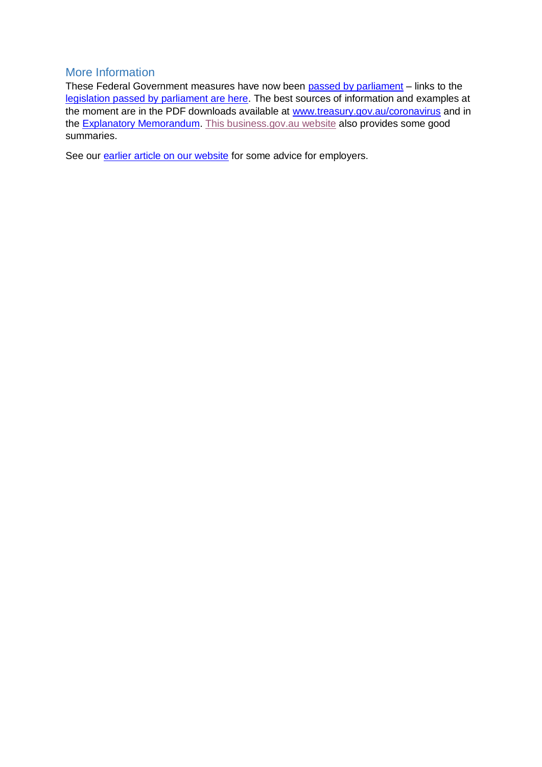## More Information

These Federal Government measures have now been passed by parliament – links to the legislation passed by parliament are here. The best sources of information and examples at the moment are in the PDF downloads available at www.treasury.gov.au/coronavirus and in the Explanatory Memorandum. This business.gov.au website also provides some good summaries.

See our earlier article on our website for some advice for employers.